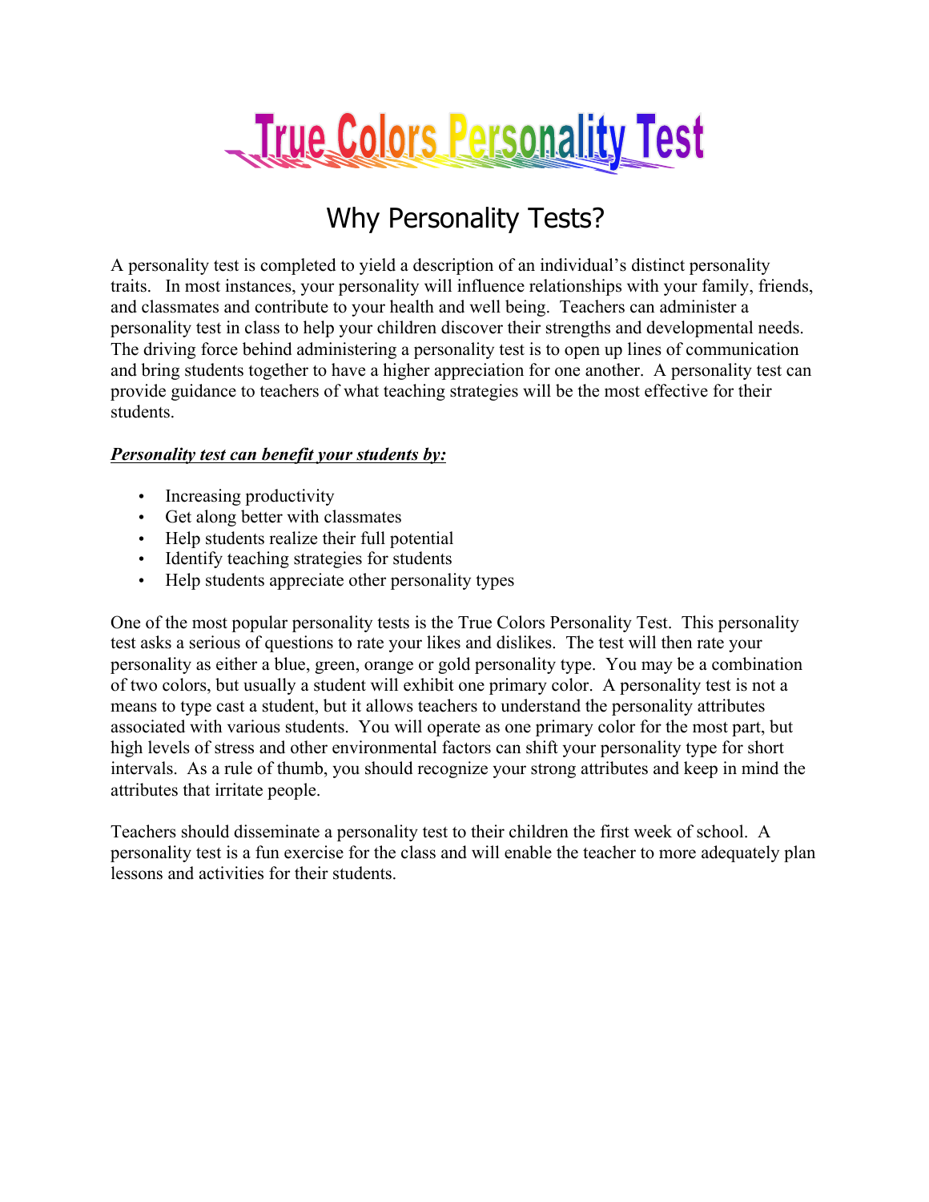# True Colors Personality Test

## Why Personality Tests?

A personality test is completed to yield a description of an individual's distinct personality traits. In most instances, your personality will influence relationships with your family, friends, and classmates and contribute to your health and well being. Teachers can administer a personality test in class to help your children discover their strengths and developmental needs. The driving force behind administering a personality test is to open up lines of communication and bring students together to have a higher appreciation for one another. A personality test can provide guidance to teachers of what teaching strategies will be the most effective for their students.

***<u>Personality test can benefit your students by:</u>***

- Increasing productivity
- Get along better with classmates
- Help students realize their full potential
- Identify teaching strategies for students
- Help students appreciate other personality types

One of the most popular personality tests is the True Colors Personality Test. This personality test asks a serious of questions to rate your likes and dislikes. The test will then rate your personality as either a blue, green, orange or gold personality type. You may be a combination of two colors, but usually a student will exhibit one primary color. A personality test is not a means to type cast a student, but it allows teachers to understand the personality attributes associated with various students. You will operate as one primary color for the most part, but high levels of stress and other environmental factors can shift your personality type for short intervals. As a rule of thumb, you should recognize your strong attributes and keep in mind the attributes that irritate people.

Teachers should disseminate a personality test to their children the first week of school. A personality test is a fun exercise for the class and will enable the teacher to more adequately plan lessons and activities for their students.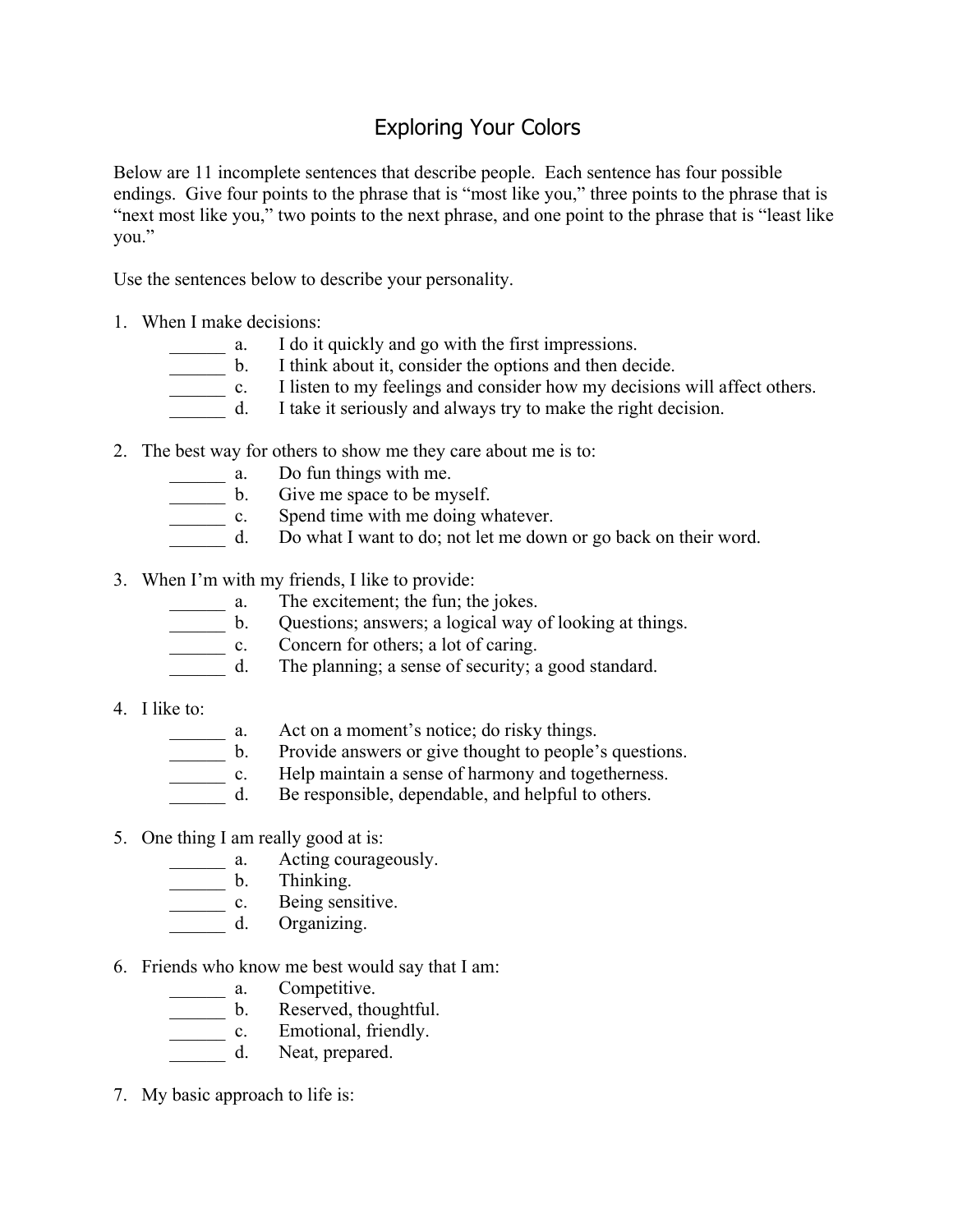# Exploring Your Colors

Below are 11 incomplete sentences that describe people. Each sentence has four possible endings. Give four points to the phrase that is "most like you," three points to the phrase that is "next most like you," two points to the next phrase, and one point to the phrase that is "least like you."

Use the sentences below to describe your personality.

1. When I make decisions:
   ______ a. I do it quickly and go with the first impressions.
   ______ b. I think about it, consider the options and then decide.
   ______ c. I listen to my feelings and consider how my decisions will affect others.
   ______ d. I take it seriously and always try to make the right decision.

2. The best way for others to show me they care about me is to:
   ______ a. Do fun things with me.
   ______ b. Give me space to be myself.
   ______ c. Spend time with me doing whatever.
   ______ d. Do what I want to do; not let me down or go back on their word.

3. When I'm with my friends, I like to provide:
   ______ a. The excitement; the fun; the jokes.
   ______ b. Questions; answers; a logical way of looking at things.
   ______ c. Concern for others; a lot of caring.
   ______ d. The planning; a sense of security; a good standard.

4. I like to:
   ______ a. Act on a moment's notice; do risky things.
   ______ b. Provide answers or give thought to people's questions.
   ______ c. Help maintain a sense of harmony and togetherness.
   ______ d. Be responsible, dependable, and helpful to others.

5. One thing I am really good at is:
   ______ a. Acting courageously.
   ______ b. Thinking.
   ______ c. Being sensitive.
   ______ d. Organizing.

6. Friends who know me best would say that I am:
   ______ a. Competitive.
   ______ b. Reserved, thoughtful.
   ______ c. Emotional, friendly.
   ______ d. Neat, prepared.

7. My basic approach to life is: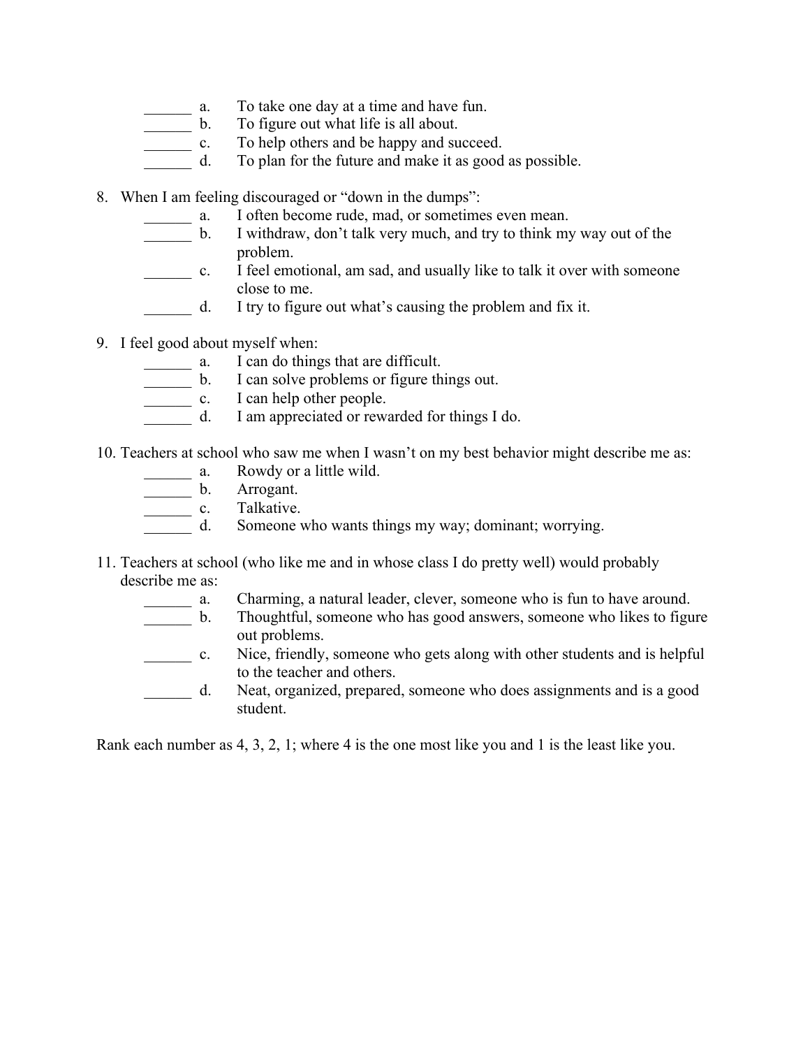______ a. To take one day at a time and have fun.
______ b. To figure out what life is all about.
______ c. To help others and be happy and succeed.
______ d. To plan for the future and make it as good as possible.

8. When I am feeling discouraged or "down in the dumps":
   ______ a. I often become rude, mad, or sometimes even mean.
   ______ b. I withdraw, don't talk very much, and try to think my way out of the problem.
   ______ c. I feel emotional, am sad, and usually like to talk it over with someone close to me.
   ______ d. I try to figure out what's causing the problem and fix it.

9. I feel good about myself when:
   ______ a. I can do things that are difficult.
   ______ b. I can solve problems or figure things out.
   ______ c. I can help other people.
   ______ d. I am appreciated or rewarded for things I do.

10. Teachers at school who saw me when I wasn't on my best behavior might describe me as:
    ______ a. Rowdy or a little wild.
    ______ b. Arrogant.
    ______ c. Talkative.
    ______ d. Someone who wants things my way; dominant; worrying.

11. Teachers at school (who like me and in whose class I do pretty well) would probably describe me as:
    ______ a. Charming, a natural leader, clever, someone who is fun to have around.
    ______ b. Thoughtful, someone who has good answers, someone who likes to figure out problems.
    ______ c. Nice, friendly, someone who gets along with other students and is helpful to the teacher and others.
    ______ d. Neat, organized, prepared, someone who does assignments and is a good student.

Rank each number as 4, 3, 2, 1; where 4 is the one most like you and 1 is the least like you.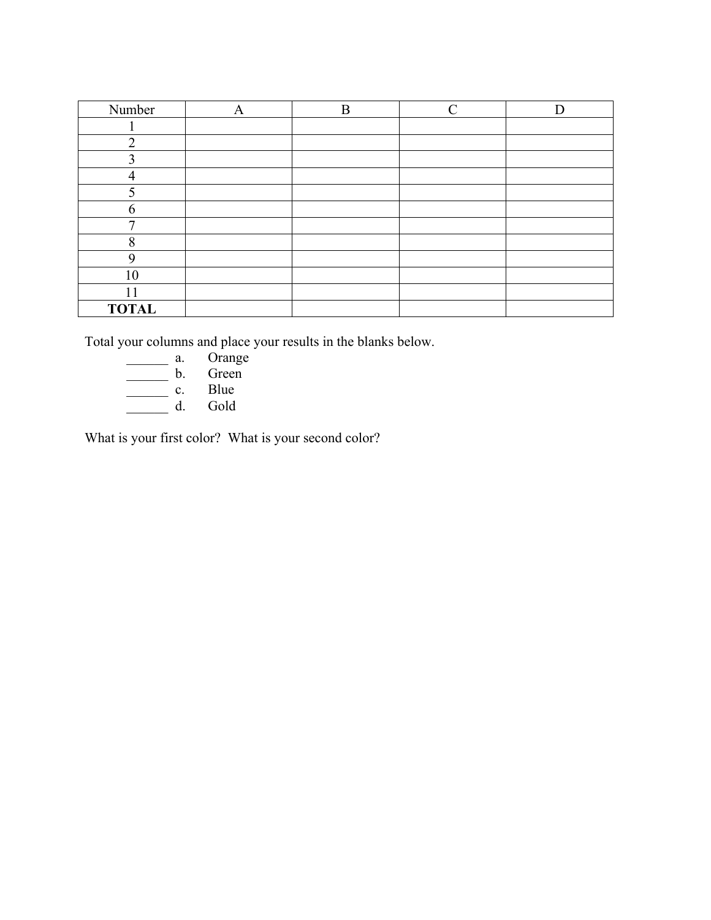| Number | A | B | C | D |
|---|---|---|---|---|
| 1 | | | | |
| 2 | | | | |
| 3 | | | | |
| 4 | | | | |
| 5 | | | | |
| 6 | | | | |
| 7 | | | | |
| 8 | | | | |
| 9 | | | | |
| 10 | | | | |
| 11 | | | | |
| **TOTAL** | | | | |

Total your columns and place your results in the blanks below.

______ a. Orange
______ b. Green
______ c. Blue
______ d. Gold

What is your first color? What is your second color?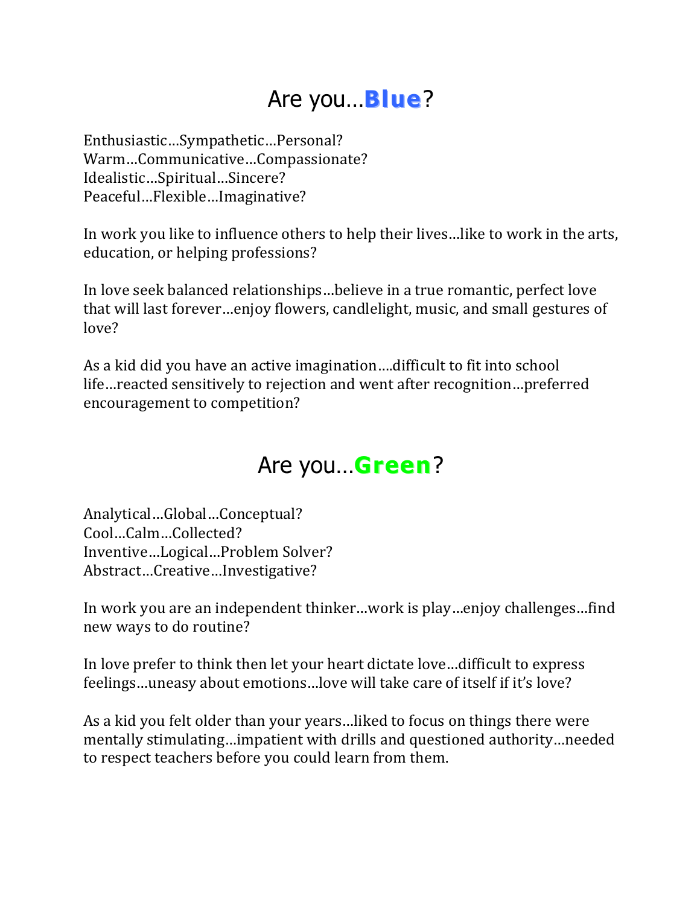# Are you…**Blue**?

Enthusiastic…Sympathetic…Personal?
Warm…Communicative…Compassionate?
Idealistic…Spiritual…Sincere?
Peaceful…Flexible…Imaginative?

In work you like to influence others to help their lives…like to work in the arts, education, or helping professions?

In love seek balanced relationships…believe in a true romantic, perfect love that will last forever…enjoy flowers, candlelight, music, and small gestures of love?

As a kid did you have an active imagination….difficult to fit into school life…reacted sensitively to rejection and went after recognition…preferred encouragement to competition?

# Are you…**Green**?

Analytical…Global…Conceptual?
Cool…Calm…Collected?
Inventive…Logical…Problem Solver?
Abstract…Creative…Investigative?

In work you are an independent thinker…work is play…enjoy challenges…find new ways to do routine?

In love prefer to think then let your heart dictate love…difficult to express feelings…uneasy about emotions…love will take care of itself if it's love?

As a kid you felt older than your years…liked to focus on things there were mentally stimulating…impatient with drills and questioned authority…needed to respect teachers before you could learn from them.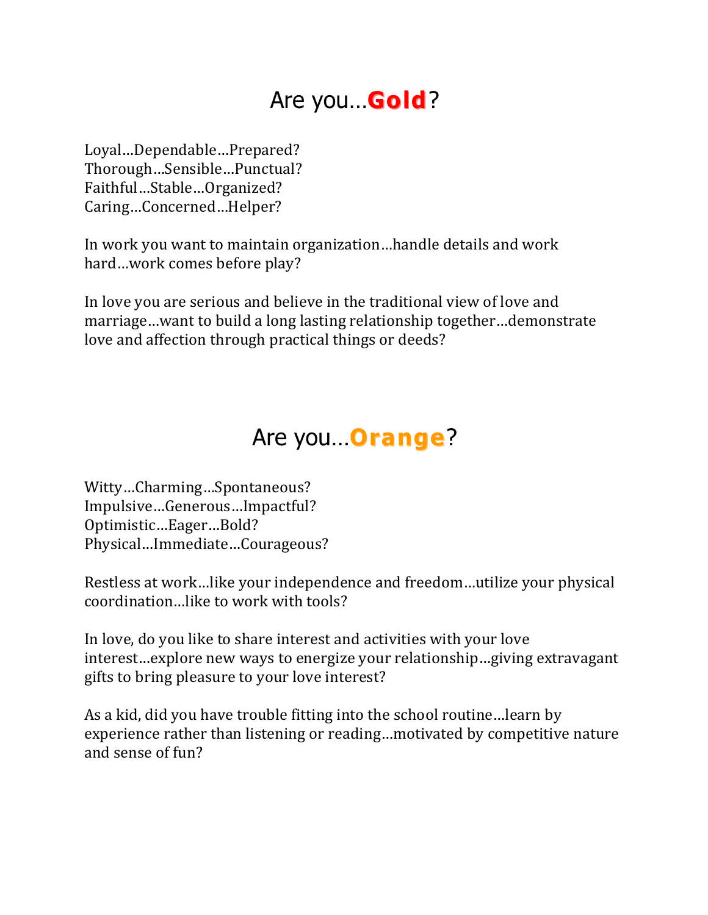# Are you…**Gold**?

Loyal…Dependable…Prepared?
Thorough…Sensible…Punctual?
Faithful…Stable…Organized?
Caring…Concerned…Helper?

In work you want to maintain organization…handle details and work hard…work comes before play?

In love you are serious and believe in the traditional view of love and marriage…want to build a long lasting relationship together…demonstrate love and affection through practical things or deeds?

# Are you…**Orange**?

Witty…Charming…Spontaneous?
Impulsive…Generous…Impactful?
Optimistic…Eager…Bold?
Physical…Immediate…Courageous?

Restless at work…like your independence and freedom…utilize your physical coordination…like to work with tools?

In love, do you like to share interest and activities with your love interest…explore new ways to energize your relationship…giving extravagant gifts to bring pleasure to your love interest?

As a kid, did you have trouble fitting into the school routine…learn by experience rather than listening or reading…motivated by competitive nature and sense of fun?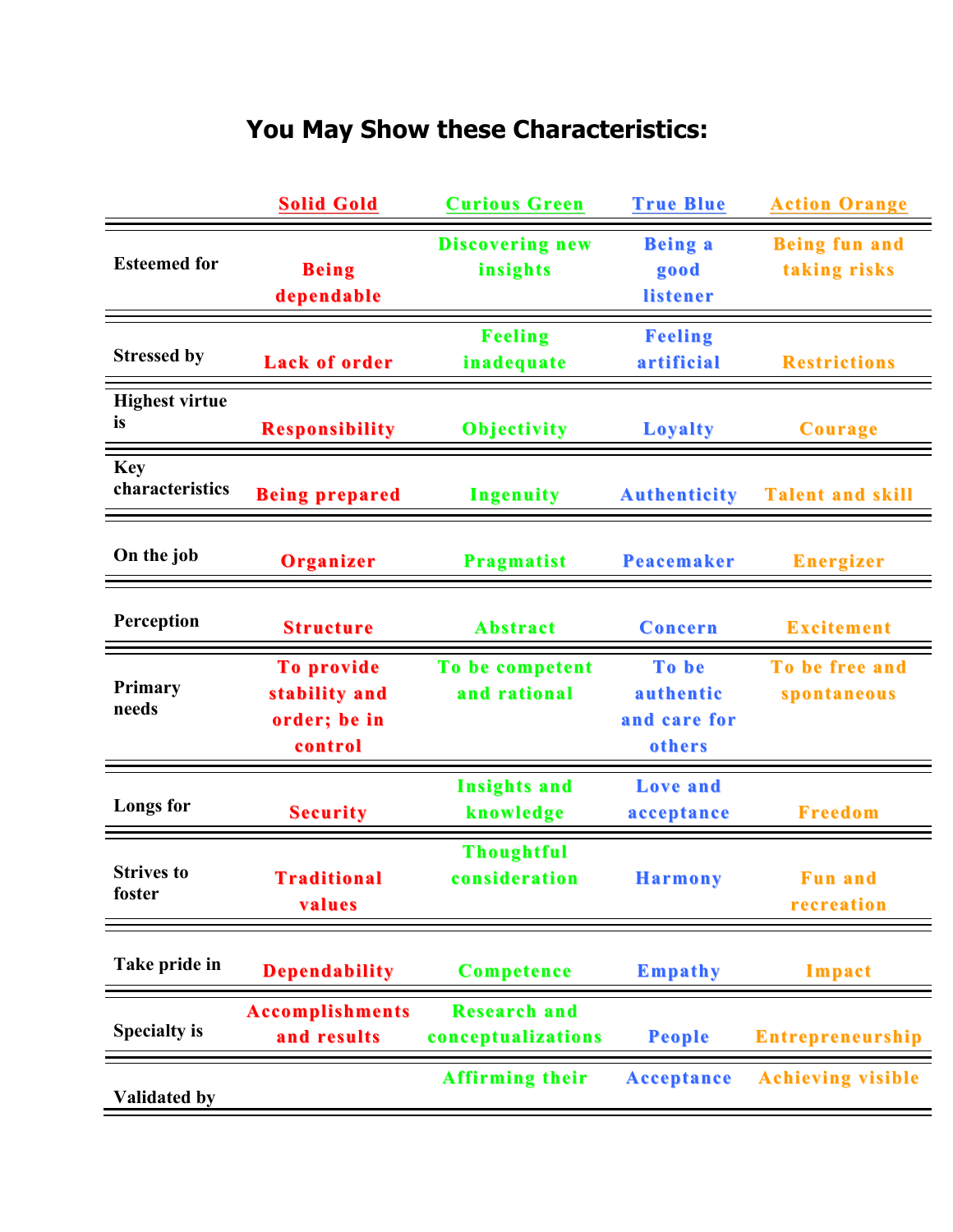# You May Show these Characteristics:

| | Solid Gold | Curious Green | True Blue | Action Orange |
|---|---|---|---|---|
| Esteemed for | Being dependable | Discovering new insights | Being a good listener | Being fun and taking risks |
| Stressed by | Lack of order | Feeling inadequate | Feeling artificial | Restrictions |
| Highest virtue is | Responsibility | Objectivity | Loyalty | Courage |
| Key characteristics | Being prepared | Ingenuity | Authenticity | Talent and skill |
| On the job | Organizer | Pragmatist | Peacemaker | Energizer |
| Perception | Structure | Abstract | Concern | Excitement |
| Primary needs | To provide stability and order; be in control | To be competent and rational | To be authentic and care for others | To be free and spontaneous |
| Longs for | Security | Insights and knowledge | Love and acceptance | Freedom |
| Strives to foster | Traditional values | Thoughtful consideration | Harmony | Fun and recreation |
| Take pride in | Dependability | Competence | Empathy | Impact |
| Specialty is | Accomplishments and results | Research and conceptualizations | People | Entrepreneurship |
| Validated by | | Affirming their | Acceptance | Achieving visible |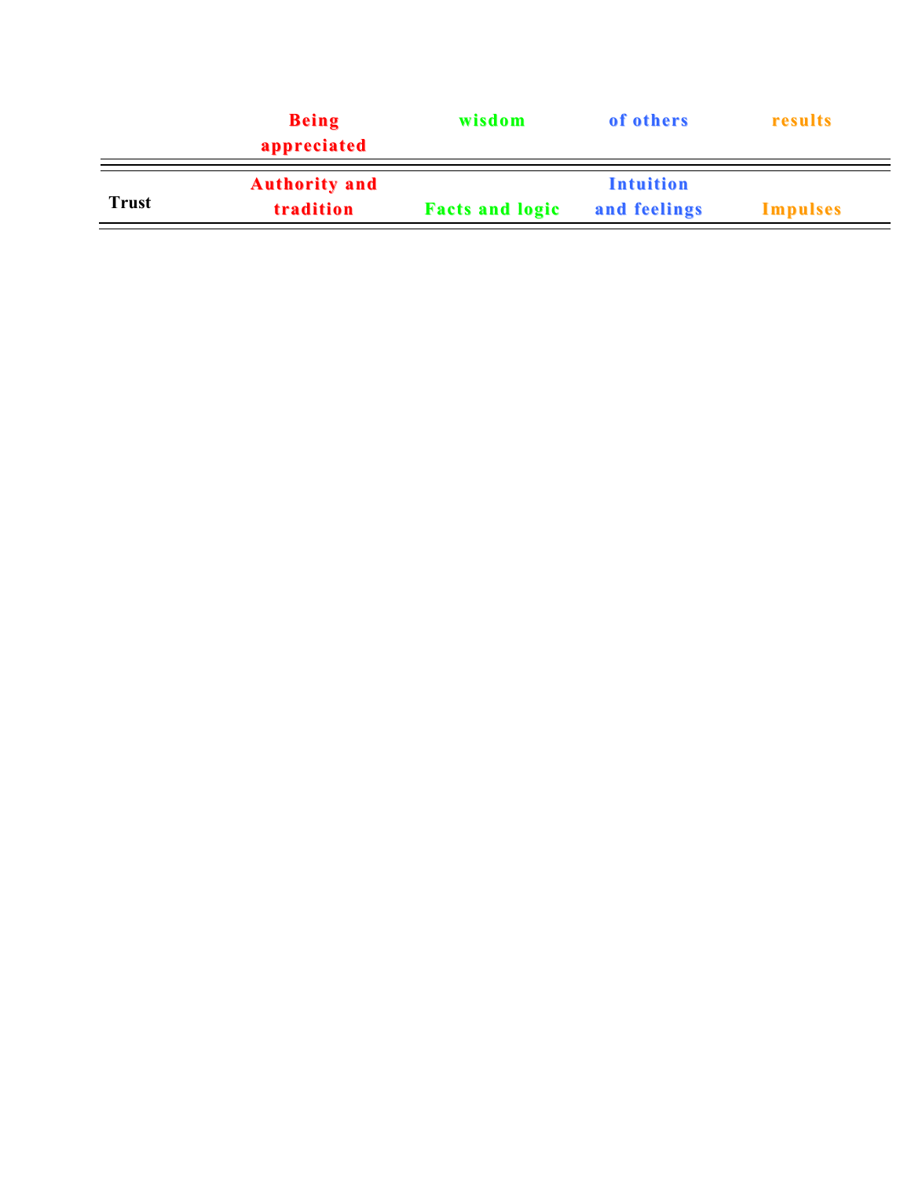| | Being appreciated | wisdom | of others | results |
|---|---|---|---|---|
| Trust | Authority and tradition | Facts and logic | Intuition and feelings | Impulses |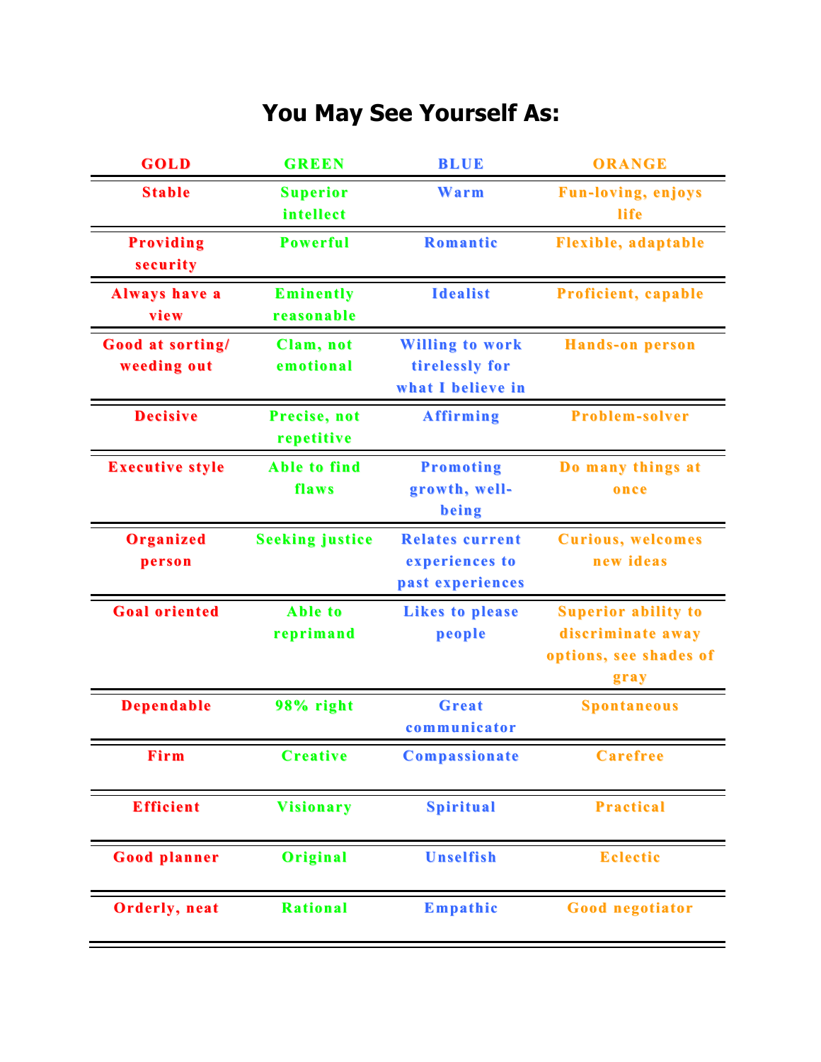# You May See Yourself As:

| GOLD | GREEN | BLUE | ORANGE |
|---|---|---|---|
| Stable | Superior intellect | Warm | Fun-loving, enjoys life |
| Providing security | Powerful | Romantic | Flexible, adaptable |
| Always have a view | Eminently reasonable | Idealist | Proficient, capable |
| Good at sorting/ weeding out | Clam, not emotional | Willing to work tirelessly for what I believe in | Hands-on person |
| Decisive | Precise, not repetitive | Affirming | Problem-solver |
| Executive style | Able to find flaws | Promoting growth, well-being | Do many things at once |
| Organized person | Seeking justice | Relates current experiences to past experiences | Curious, welcomes new ideas |
| Goal oriented | Able to reprimand | Likes to please people | Superior ability to discriminate away options, see shades of gray |
| Dependable | 98% right | Great communicator | Spontaneous |
| Firm | Creative | Compassionate | Carefree |
| Efficient | Visionary | Spiritual | Practical |
| Good planner | Original | Unselfish | Eclectic |
| Orderly, neat | Rational | Empathic | Good negotiator |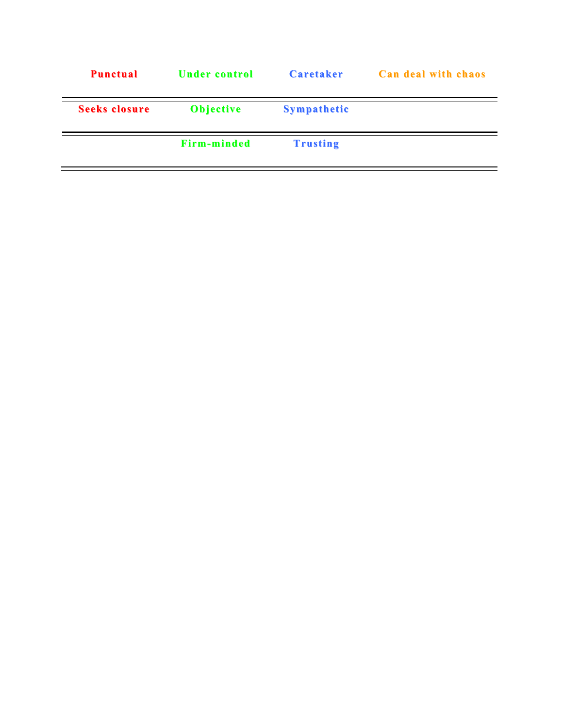| Punctual | Under control | Caretaker | Can deal with chaos |
|---|---|---|---|
| Seeks closure | Objective | Sympathetic | |
| | Firm-minded | Trusting | |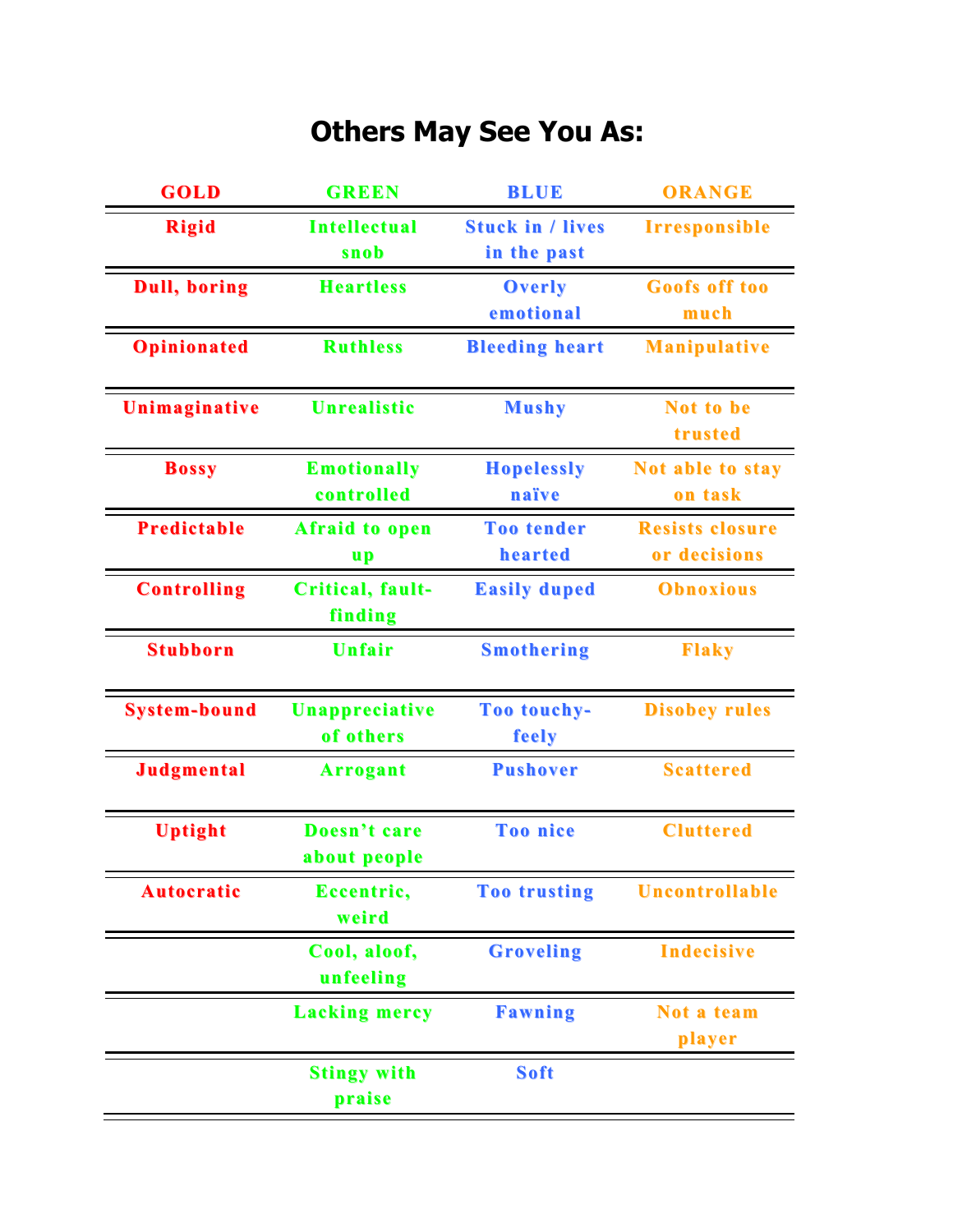# Others May See You As:

| GOLD | GREEN | BLUE | ORANGE |
|---|---|---|---|
| Rigid | Intellectual snob | Stuck in / lives in the past | Irresponsible |
| Dull, boring | Heartless | Overly emotional | Goofs off too much |
| Opinionated | Ruthless | Bleeding heart | Manipulative |
| Unimaginative | Unrealistic | Mushy | Not to be trusted |
| Bossy | Emotionally controlled | Hopelessly naïve | Not able to stay on task |
| Predictable | Afraid to open up | Too tender hearted | Resists closure or decisions |
| Controlling | Critical, fault-finding | Easily duped | Obnoxious |
| Stubborn | Unfair | Smothering | Flaky |
| System-bound | Unappreciative of others | Too touchy-feely | Disobey rules |
| Judgmental | Arrogant | Pushover | Scattered |
| Uptight | Doesn't care about people | Too nice | Cluttered |
| Autocratic | Eccentric, weird | Too trusting | Uncontrollable |
| | Cool, aloof, unfeeling | Groveling | Indecisive |
| | Lacking mercy | Fawning | Not a team player |
| | Stingy with praise | Soft | |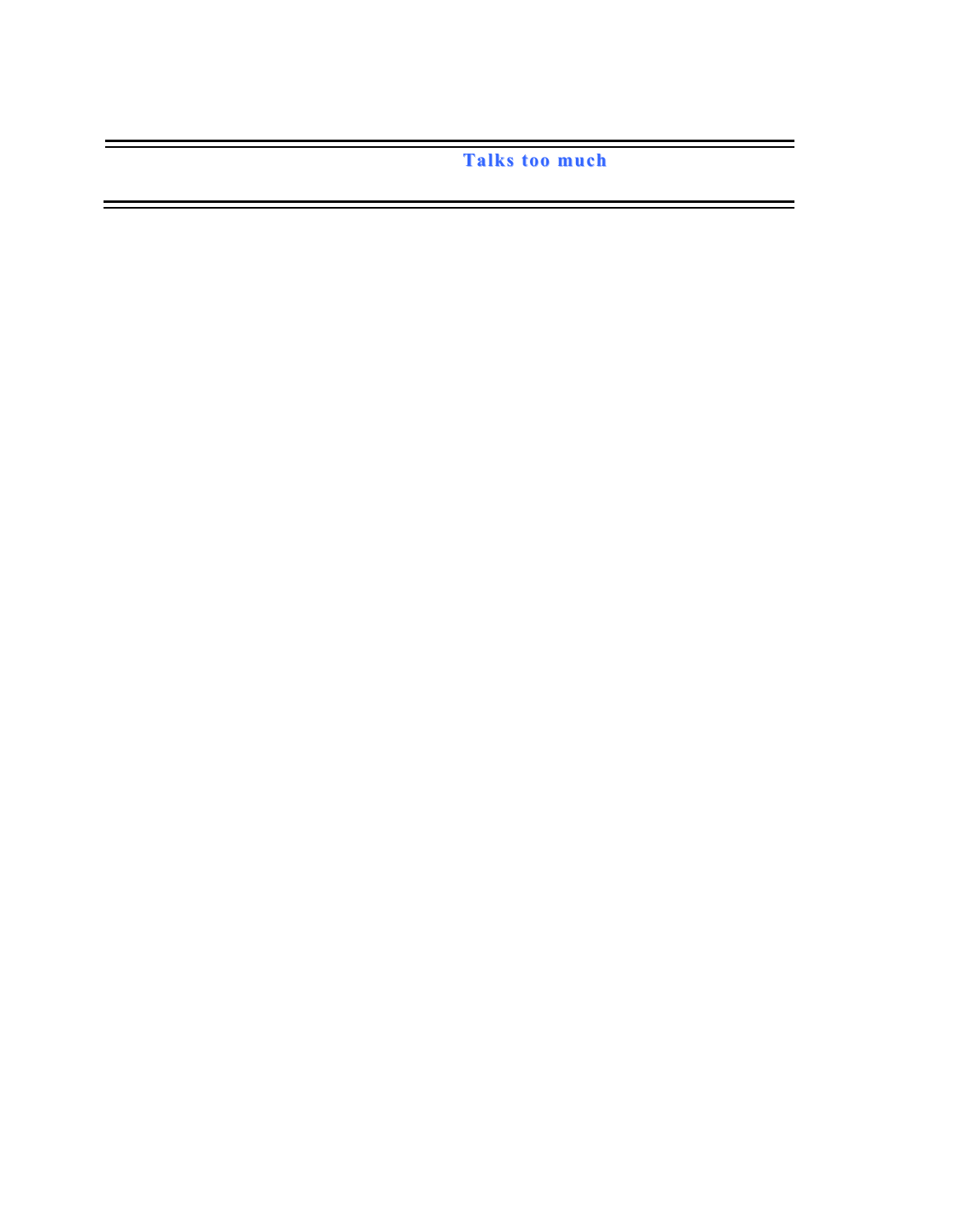**Talks too much**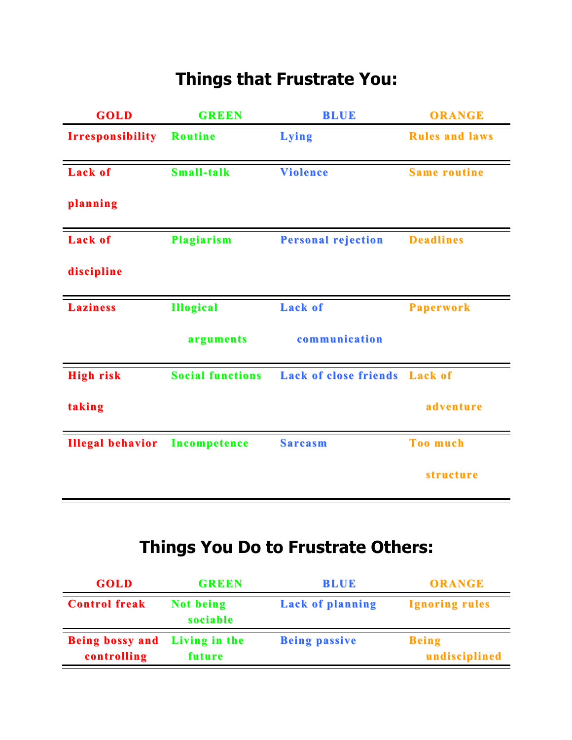# Things that Frustrate You:

| GOLD | GREEN | BLUE | ORANGE |
|---|---|---|---|
| Irresponsibility | Routine | Lying | Rules and laws |
| Lack of planning | Small-talk | Violence | Same routine |
| Lack of discipline | Plagiarism | Personal rejection | Deadlines |
| Laziness | Illogical arguments | Lack of communication | Paperwork |
| High risk taking | Social functions | Lack of close friends | Lack of adventure |
| Illegal behavior | Incompetence | Sarcasm | Too much structure |

# Things You Do to Frustrate Others:

| GOLD | GREEN | BLUE | ORANGE |
|---|---|---|---|
| Control freak | Not being sociable | Lack of planning | Ignoring rules |
| Being bossy and controlling | Living in the future | Being passive | Being undisciplined |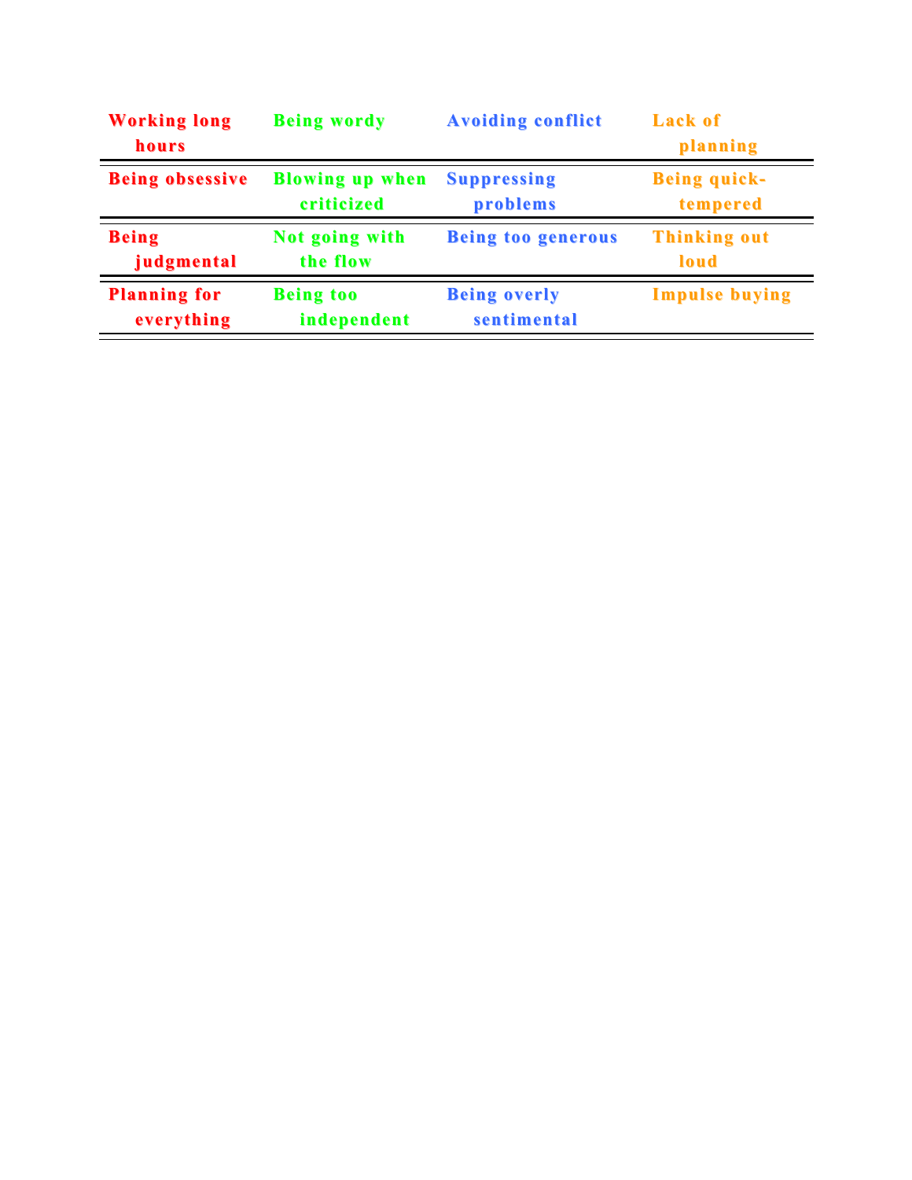| Working long hours | Being wordy | Avoiding conflict | Lack of planning |
|---|---|---|---|
| Being obsessive | Blowing up when criticized | Suppressing problems | Being quick-tempered |
| Being judgmental | Not going with the flow | Being too generous | Thinking out loud |
| Planning for everything | Being too independent | Being overly sentimental | Impulse buying |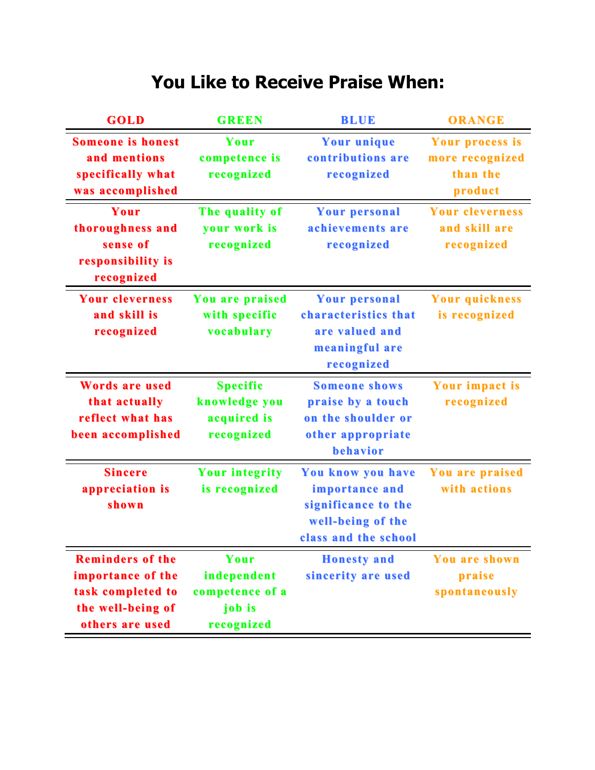# You Like to Receive Praise When:

| GOLD | GREEN | BLUE | ORANGE |
|---|---|---|---|
| Someone is honest and mentions specifically what was accomplished | Your competence is recognized | Your unique contributions are recognized | Your process is more recognized than the product |
| Your thoroughness and sense of responsibility is recognized | The quality of your work is recognized | Your personal achievements are recognized | Your cleverness and skill are recognized |
| Your cleverness and skill is recognized | You are praised with specific vocabulary | Your personal characteristics that are valued and meaningful are recognized | Your quickness is recognized |
| Words are used that actually reflect what has been accomplished | Specific knowledge you acquired is recognized | Someone shows praise by a touch on the shoulder or other appropriate behavior | Your impact is recognized |
| Sincere appreciation is shown | Your integrity is recognized | You know you have importance and significance to the well-being of the class and the school | You are praised with actions |
| Reminders of the importance of the task completed to the well-being of others are used | Your independent competence of a job is recognized | Honesty and sincerity are used | You are shown praise spontaneously |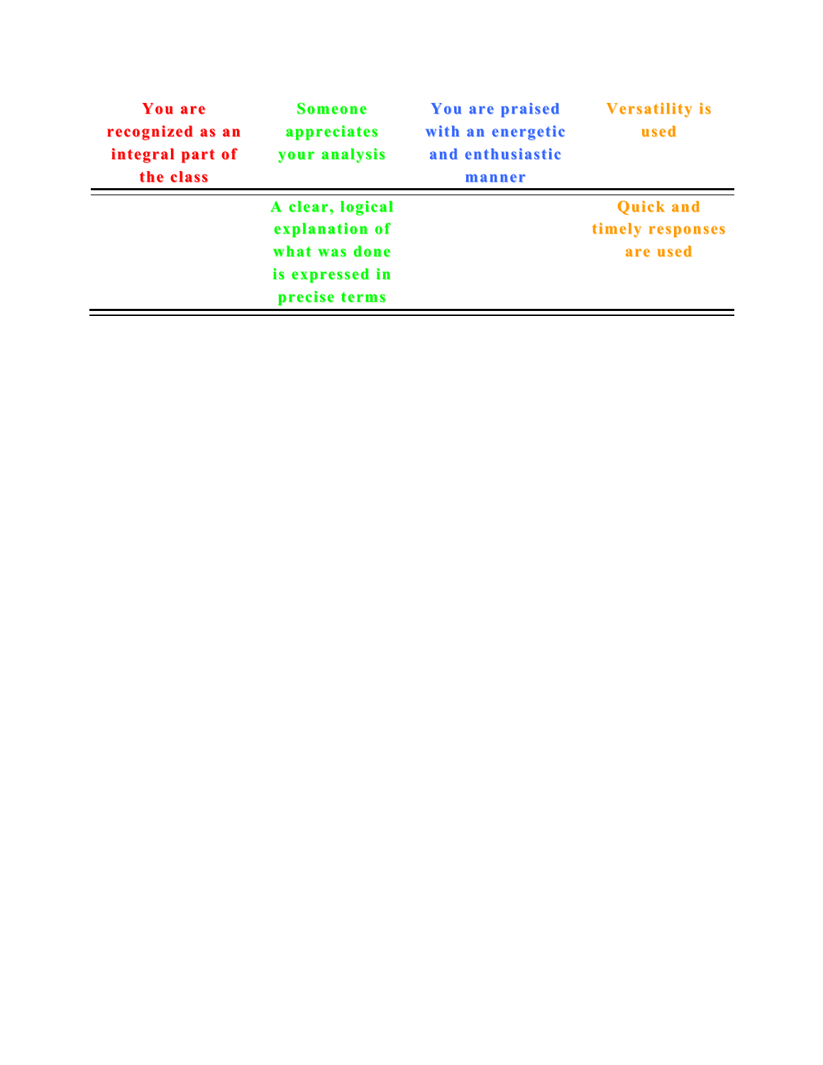| You are recognized as an integral part of the class | Someone appreciates your analysis | You are praised with an energetic and enthusiastic manner | Versatility is used |
| --- | --- | --- | --- |
| | A clear, logical explanation of what was done is expressed in precise terms | | Quick and timely responses are used |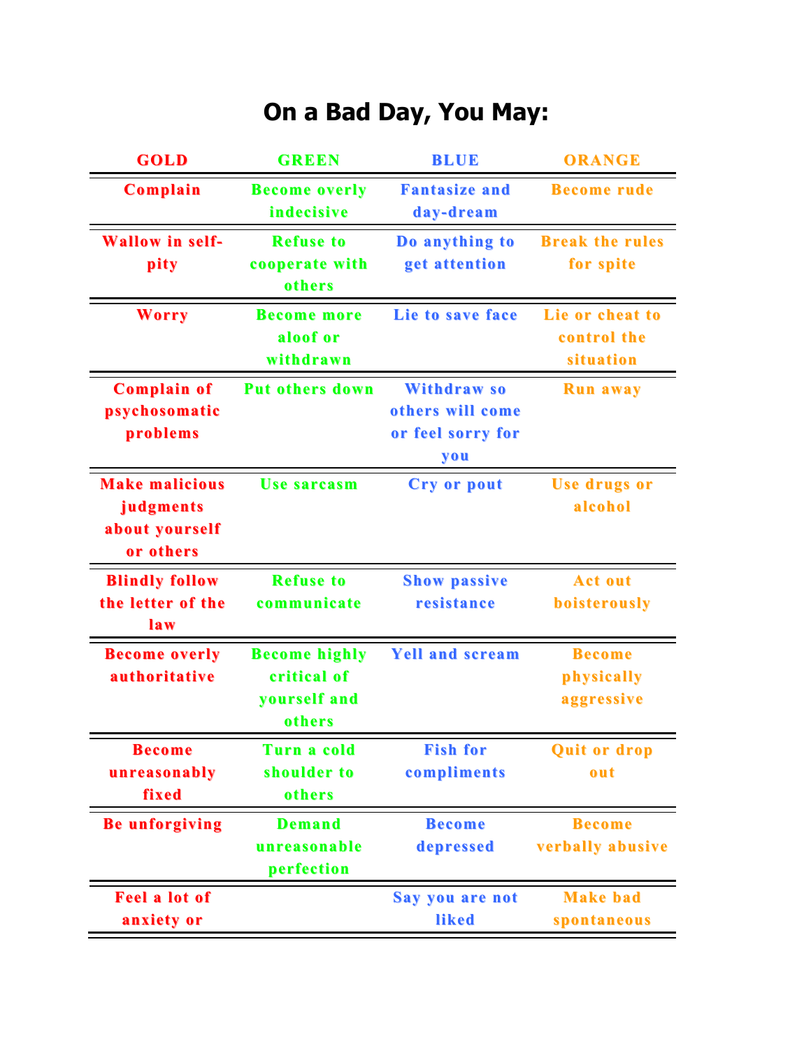# On a Bad Day, You May:

| GOLD | GREEN | BLUE | ORANGE |
|---|---|---|---|
| Complain | Become overly indecisive | Fantasize and day-dream | Become rude |
| Wallow in self-pity | Refuse to cooperate with others | Do anything to get attention | Break the rules for spite |
| Worry | Become more aloof or withdrawn | Lie to save face | Lie or cheat to control the situation |
| Complain of psychosomatic problems | Put others down | Withdraw so others will come or feel sorry for you | Run away |
| Make malicious judgments about yourself or others | Use sarcasm | Cry or pout | Use drugs or alcohol |
| Blindly follow the letter of the law | Refuse to communicate | Show passive resistance | Act out boisterously |
| Become overly authoritative | Become highly critical of yourself and others | Yell and scream | Become physically aggressive |
| Become unreasonably fixed | Turn a cold shoulder to others | Fish for compliments | Quit or drop out |
| Be unforgiving | Demand unreasonable perfection | Become depressed | Become verbally abusive |
| Feel a lot of anxiety or | | Say you are not liked | Make bad spontaneous |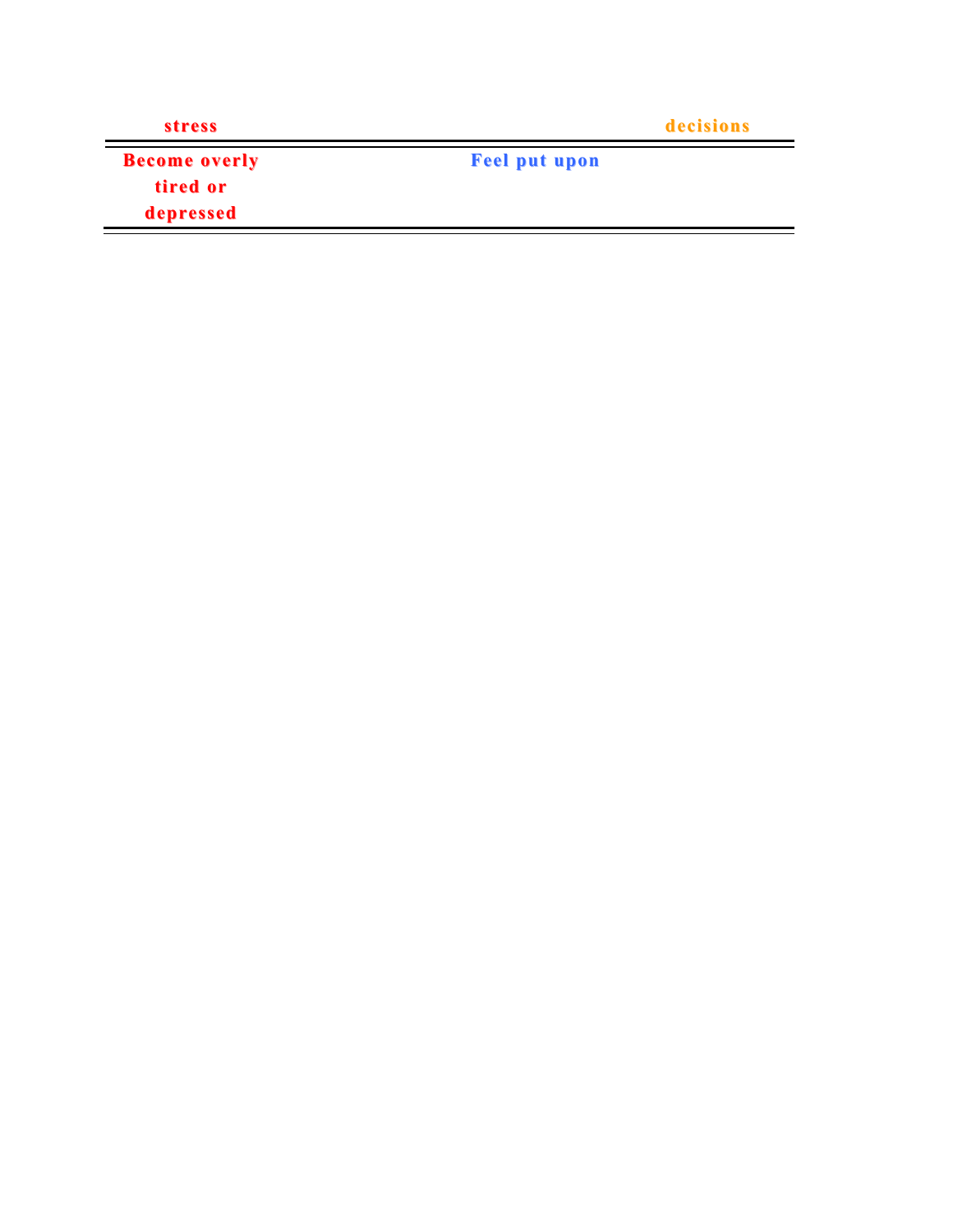| stress | | decisions |
|---|---|---|
| Become overly tired or depressed | Feel put upon | |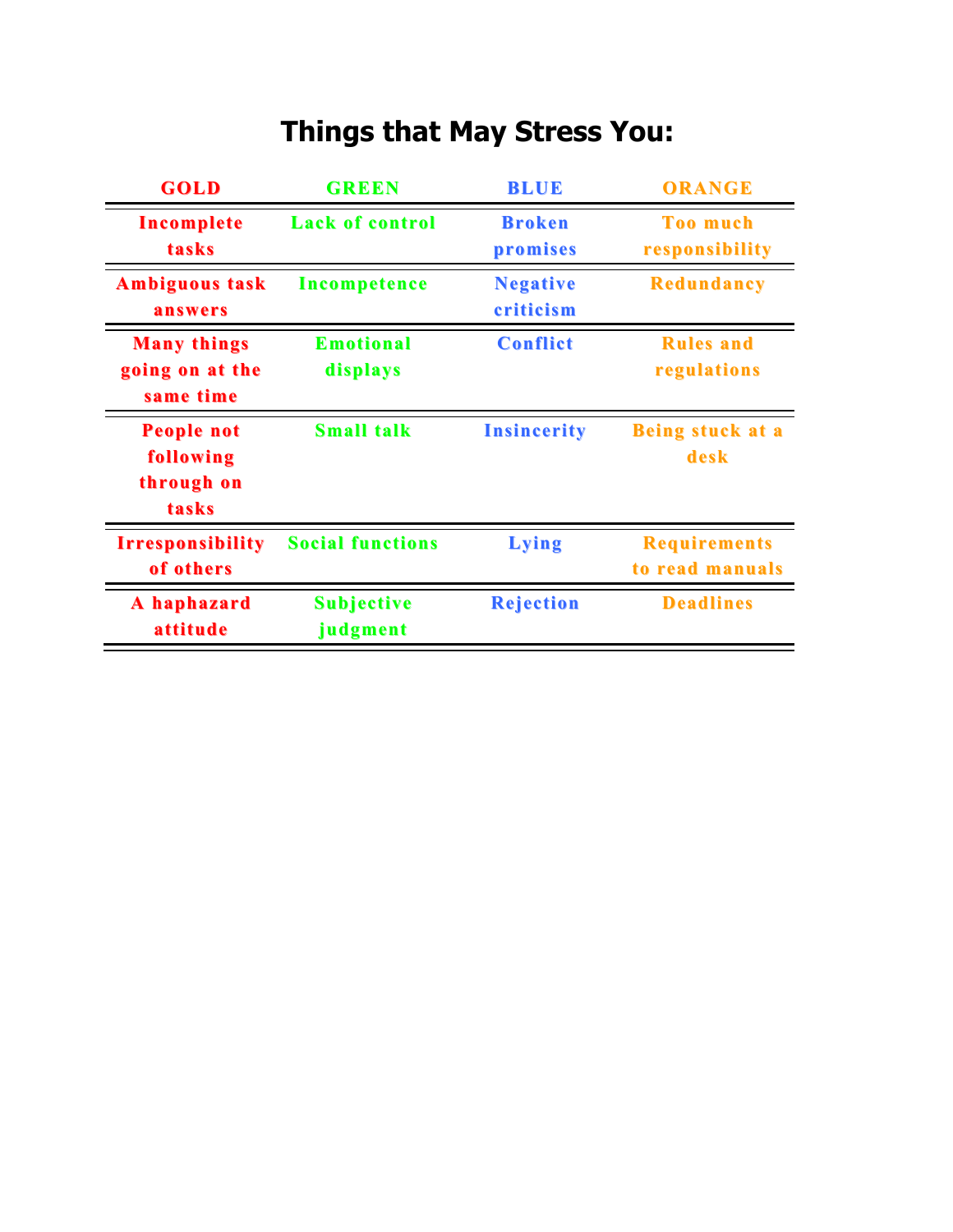# Things that May Stress You:

| GOLD | GREEN | BLUE | ORANGE |
|---|---|---|---|
| Incomplete tasks | Lack of control | Broken promises | Too much responsibility |
| Ambiguous task answers | Incompetence | Negative criticism | Redundancy |
| Many things going on at the same time | Emotional displays | Conflict | Rules and regulations |
| People not following through on tasks | Small talk | Insincerity | Being stuck at a desk |
| Irresponsibility of others | Social functions | Lying | Requirements to read manuals |
| A haphazard attitude | Subjective judgment | Rejection | Deadlines |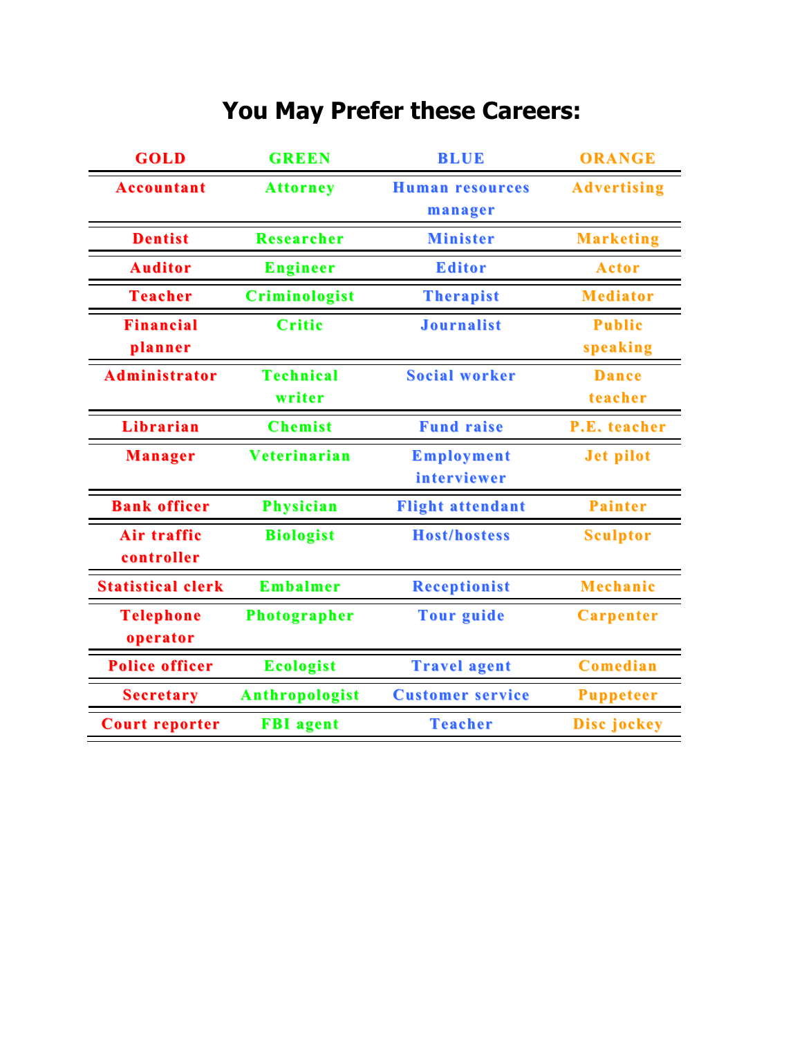# You May Prefer these Careers:

| GOLD | GREEN | BLUE | ORANGE |
|---|---|---|---|
| Accountant | Attorney | Human resources manager | Advertising |
| Dentist | Researcher | Minister | Marketing |
| Auditor | Engineer | Editor | Actor |
| Teacher | Criminologist | Therapist | Mediator |
| Financial planner | Critic | Journalist | Public speaking |
| Administrator | Technical writer | Social worker | Dance teacher |
| Librarian | Chemist | Fund raise | P.E. teacher |
| Manager | Veterinarian | Employment interviewer | Jet pilot |
| Bank officer | Physician | Flight attendant | Painter |
| Air traffic controller | Biologist | Host/hostess | Sculptor |
| Statistical clerk | Embalmer | Receptionist | Mechanic |
| Telephone operator | Photographer | Tour guide | Carpenter |
| Police officer | Ecologist | Travel agent | Comedian |
| Secretary | Anthropologist | Customer service | Puppeteer |
| Court reporter | FBI agent | Teacher | Disc jockey |